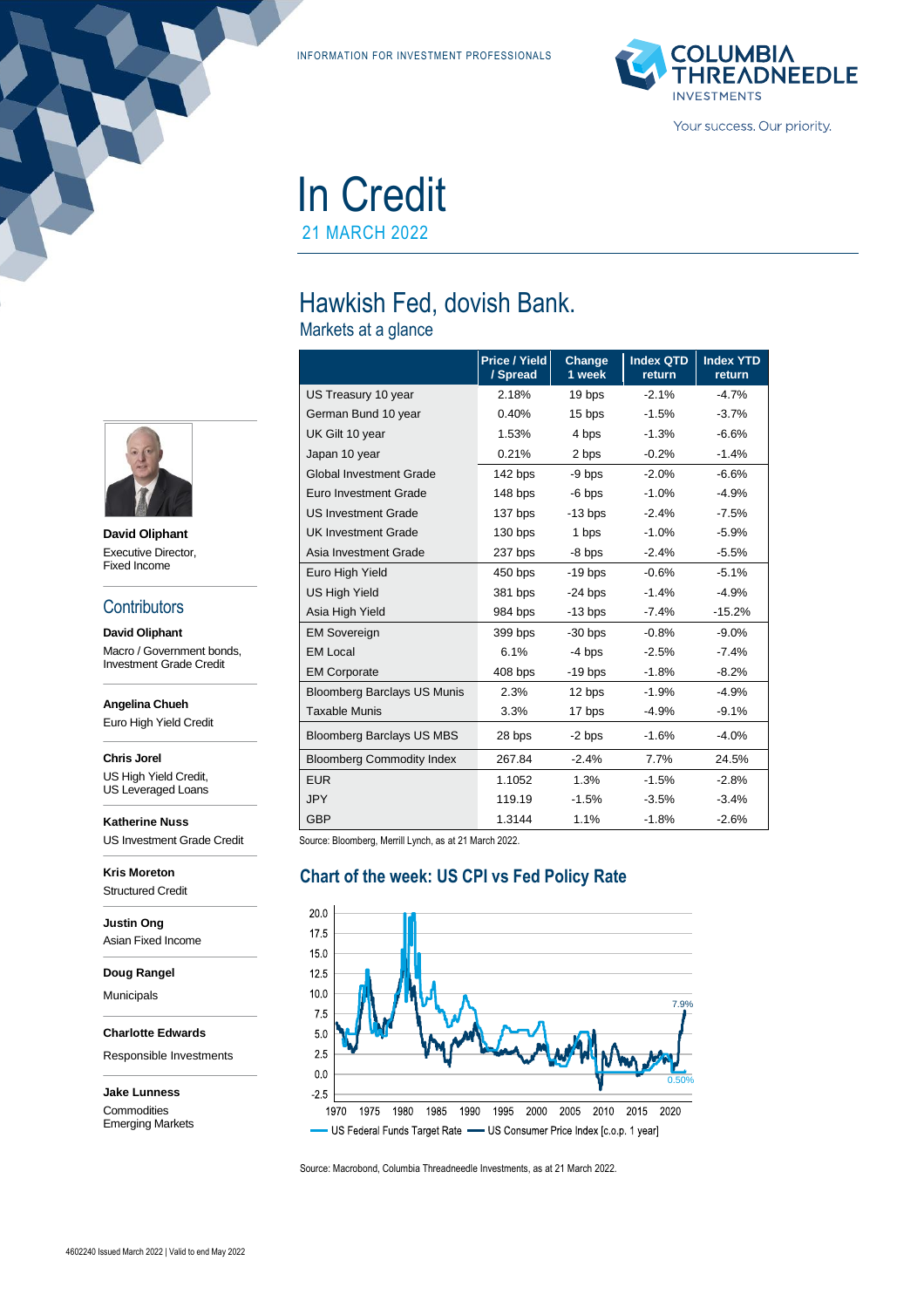INFORMATION FOR INVESTMENT PROFESSIONALS

# In Credit

21 MARCH 2022

## Hawkish Fed, dovish Bank.

### Markets at a glance

| | Price / Yield / Spread | Change 1 week | Index QTD return | Index YTD return |
|---|---|---|---|---|
| US Treasury 10 year | 2.18% | 19 bps | -2.1% | -4.7% |
| German Bund 10 year | 0.40% | 15 bps | -1.5% | -3.7% |
| UK Gilt 10 year | 1.53% | 4 bps | -1.3% | -6.6% |
| Japan 10 year | 0.21% | 2 bps | -0.2% | -1.4% |
| Global Investment Grade | 142 bps | -9 bps | -2.0% | -6.6% |
| Euro Investment Grade | 148 bps | -6 bps | -1.0% | -4.9% |
| US Investment Grade | 137 bps | -13 bps | -2.4% | -7.5% |
| UK Investment Grade | 130 bps | 1 bps | -1.0% | -5.9% |
| Asia Investment Grade | 237 bps | -8 bps | -2.4% | -5.5% |
| Euro High Yield | 450 bps | -19 bps | -0.6% | -5.1% |
| US High Yield | 381 bps | -24 bps | -1.4% | -4.9% |
| Asia High Yield | 984 bps | -13 bps | -7.4% | -15.2% |
| EM Sovereign | 399 bps | -30 bps | -0.8% | -9.0% |
| EM Local | 6.1% | -4 bps | -2.5% | -7.4% |
| EM Corporate | 408 bps | -19 bps | -1.8% | -8.2% |
| Bloomberg Barclays US Munis | 2.3% | 12 bps | -1.9% | -4.9% |
| Taxable Munis | 3.3% | 17 bps | -4.9% | -9.1% |
| Bloomberg Barclays US MBS | 28 bps | -2 bps | -1.6% | -4.0% |
| Bloomberg Commodity Index | 267.84 | -2.4% | 7.7% | 24.5% |
| EUR | 1.1052 | 1.3% | -1.5% | -2.8% |
| JPY | 119.19 | -1.5% | -3.5% | -3.4% |
| GBP | 1.3144 | 1.1% | -1.8% | -2.6% |

Source: Bloomberg, Merrill Lynch, as at 21 March 2022.

### Chart of the week: US CPI vs Fed Policy Rate

US Federal Funds Target Rate — US Consumer Price Index [c.o.p. 1 year]

Source: Macrobond, Columbia Threadneedle Investments, as at 21 March 2022.

**David Oliphant**
Executive Director,
Fixed Income

## Contributors

**David Oliphant**
Macro / Government bonds, Investment Grade Credit

**Angelina Chueh**
Euro High Yield Credit

**Chris Jorel**
US High Yield Credit, US Leveraged Loans

**Katherine Nuss**
US Investment Grade Credit

**Kris Moreton**
Structured Credit

**Justin Ong**
Asian Fixed Income

**Doug Rangel**
Municipals

**Charlotte Edwards**
Responsible Investments

**Jake Lunness**
Commodities
Emerging Markets

4602240 Issued March 2022 | Valid to end May 2022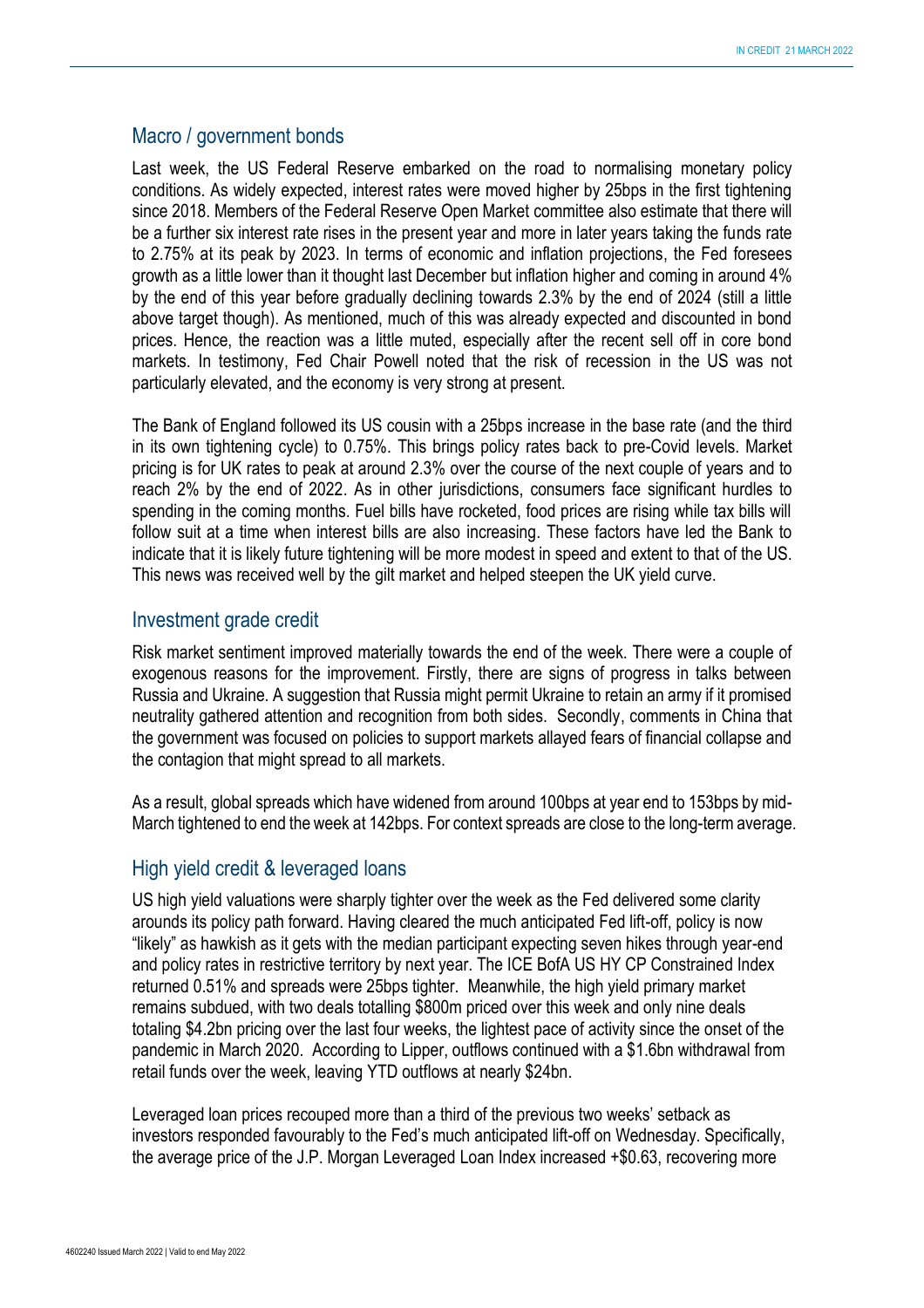## Macro / government bonds

Last week, the US Federal Reserve embarked on the road to normalising monetary policy conditions. As widely expected, interest rates were moved higher by 25bps in the first tightening since 2018. Members of the Federal Reserve Open Market committee also estimate that there will be a further six interest rate rises in the present year and more in later years taking the funds rate to 2.75% at its peak by 2023. In terms of economic and inflation projections, the Fed foresees growth as a little lower than it thought last December but inflation higher and coming in around 4% by the end of this year before gradually declining towards 2.3% by the end of 2024 (still a little above target though). As mentioned, much of this was already expected and discounted in bond prices. Hence, the reaction was a little muted, especially after the recent sell off in core bond markets. In testimony, Fed Chair Powell noted that the risk of recession in the US was not particularly elevated, and the economy is very strong at present.

The Bank of England followed its US cousin with a 25bps increase in the base rate (and the third in its own tightening cycle) to 0.75%. This brings policy rates back to pre-Covid levels. Market pricing is for UK rates to peak at around 2.3% over the course of the next couple of years and to reach 2% by the end of 2022. As in other jurisdictions, consumers face significant hurdles to spending in the coming months. Fuel bills have rocketed, food prices are rising while tax bills will follow suit at a time when interest bills are also increasing. These factors have led the Bank to indicate that it is likely future tightening will be more modest in speed and extent to that of the US. This news was received well by the gilt market and helped steepen the UK yield curve.

## Investment grade credit

Risk market sentiment improved materially towards the end of the week. There were a couple of exogenous reasons for the improvement. Firstly, there are signs of progress in talks between Russia and Ukraine. A suggestion that Russia might permit Ukraine to retain an army if it promised neutrality gathered attention and recognition from both sides. Secondly, comments in China that the government was focused on policies to support markets allayed fears of financial collapse and the contagion that might spread to all markets.

As a result, global spreads which have widened from around 100bps at year end to 153bps by mid-March tightened to end the week at 142bps. For context spreads are close to the long-term average.

## High yield credit & leveraged loans

US high yield valuations were sharply tighter over the week as the Fed delivered some clarity arounds its policy path forward. Having cleared the much anticipated Fed lift-off, policy is now "likely" as hawkish as it gets with the median participant expecting seven hikes through year-end and policy rates in restrictive territory by next year. The ICE BofA US HY CP Constrained Index returned 0.51% and spreads were 25bps tighter. Meanwhile, the high yield primary market remains subdued, with two deals totalling $800m priced over this week and only nine deals totaling $4.2bn pricing over the last four weeks, the lightest pace of activity since the onset of the pandemic in March 2020. According to Lipper, outflows continued with a $1.6bn withdrawal from retail funds over the week, leaving YTD outflows at nearly $24bn.

Leveraged loan prices recouped more than a third of the previous two weeks' setback as investors responded favourably to the Fed's much anticipated lift-off on Wednesday. Specifically, the average price of the J.P. Morgan Leveraged Loan Index increased +$0.63, recovering more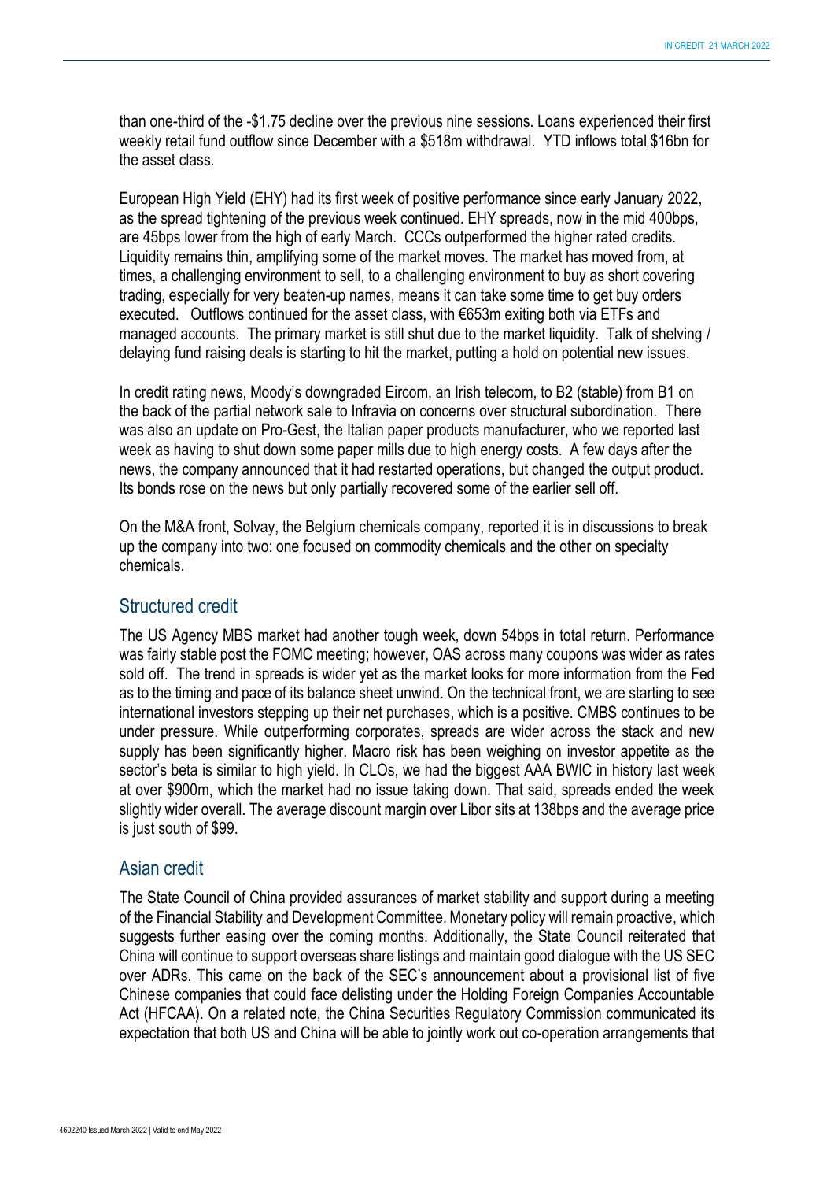than one-third of the -$1.75 decline over the previous nine sessions. Loans experienced their first weekly retail fund outflow since December with a $518m withdrawal. YTD inflows total $16bn for the asset class.

European High Yield (EHY) had its first week of positive performance since early January 2022, as the spread tightening of the previous week continued. EHY spreads, now in the mid 400bps, are 45bps lower from the high of early March. CCCs outperformed the higher rated credits. Liquidity remains thin, amplifying some of the market moves. The market has moved from, at times, a challenging environment to sell, to a challenging environment to buy as short covering trading, especially for very beaten-up names, means it can take some time to get buy orders executed. Outflows continued for the asset class, with €653m exiting both via ETFs and managed accounts. The primary market is still shut due to the market liquidity. Talk of shelving / delaying fund raising deals is starting to hit the market, putting a hold on potential new issues.

In credit rating news, Moody's downgraded Eircom, an Irish telecom, to B2 (stable) from B1 on the back of the partial network sale to Infravia on concerns over structural subordination. There was also an update on Pro-Gest, the Italian paper products manufacturer, who we reported last week as having to shut down some paper mills due to high energy costs. A few days after the news, the company announced that it had restarted operations, but changed the output product. Its bonds rose on the news but only partially recovered some of the earlier sell off.

On the M&A front, Solvay, the Belgium chemicals company, reported it is in discussions to break up the company into two: one focused on commodity chemicals and the other on specialty chemicals.

## Structured credit

The US Agency MBS market had another tough week, down 54bps in total return. Performance was fairly stable post the FOMC meeting; however, OAS across many coupons was wider as rates sold off. The trend in spreads is wider yet as the market looks for more information from the Fed as to the timing and pace of its balance sheet unwind. On the technical front, we are starting to see international investors stepping up their net purchases, which is a positive. CMBS continues to be under pressure. While outperforming corporates, spreads are wider across the stack and new supply has been significantly higher. Macro risk has been weighing on investor appetite as the sector's beta is similar to high yield. In CLOs, we had the biggest AAA BWIC in history last week at over $900m, which the market had no issue taking down. That said, spreads ended the week slightly wider overall. The average discount margin over Libor sits at 138bps and the average price is just south of $99.

## Asian credit

The State Council of China provided assurances of market stability and support during a meeting of the Financial Stability and Development Committee. Monetary policy will remain proactive, which suggests further easing over the coming months. Additionally, the State Council reiterated that China will continue to support overseas share listings and maintain good dialogue with the US SEC over ADRs. This came on the back of the SEC's announcement about a provisional list of five Chinese companies that could face delisting under the Holding Foreign Companies Accountable Act (HFCAA). On a related note, the China Securities Regulatory Commission communicated its expectation that both US and China will be able to jointly work out co-operation arrangements that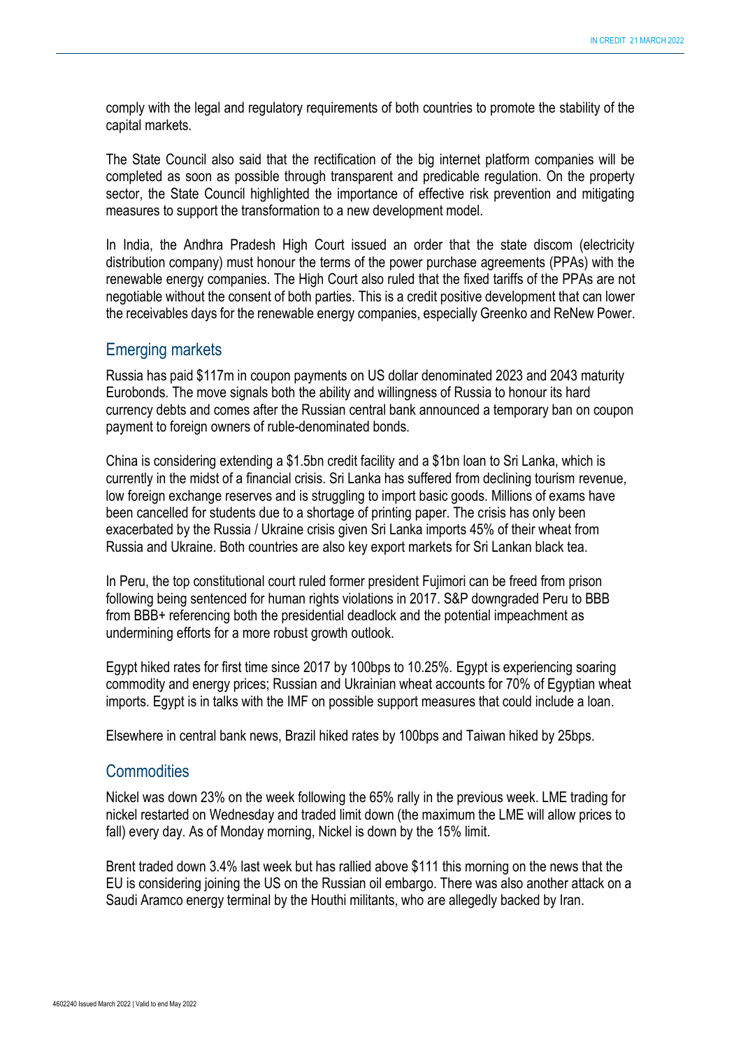comply with the legal and regulatory requirements of both countries to promote the stability of the capital markets.

The State Council also said that the rectification of the big internet platform companies will be completed as soon as possible through transparent and predicable regulation. On the property sector, the State Council highlighted the importance of effective risk prevention and mitigating measures to support the transformation to a new development model.

In India, the Andhra Pradesh High Court issued an order that the state discom (electricity distribution company) must honour the terms of the power purchase agreements (PPAs) with the renewable energy companies. The High Court also ruled that the fixed tariffs of the PPAs are not negotiable without the consent of both parties. This is a credit positive development that can lower the receivables days for the renewable energy companies, especially Greenko and ReNew Power.

## Emerging markets

Russia has paid $117m in coupon payments on US dollar denominated 2023 and 2043 maturity Eurobonds. The move signals both the ability and willingness of Russia to honour its hard currency debts and comes after the Russian central bank announced a temporary ban on coupon payment to foreign owners of ruble-denominated bonds.

China is considering extending a $1.5bn credit facility and a $1bn loan to Sri Lanka, which is currently in the midst of a financial crisis. Sri Lanka has suffered from declining tourism revenue, low foreign exchange reserves and is struggling to import basic goods. Millions of exams have been cancelled for students due to a shortage of printing paper. The crisis has only been exacerbated by the Russia / Ukraine crisis given Sri Lanka imports 45% of their wheat from Russia and Ukraine. Both countries are also key export markets for Sri Lankan black tea.

In Peru, the top constitutional court ruled former president Fujimori can be freed from prison following being sentenced for human rights violations in 2017. S&P downgraded Peru to BBB from BBB+ referencing both the presidential deadlock and the potential impeachment as undermining efforts for a more robust growth outlook.

Egypt hiked rates for first time since 2017 by 100bps to 10.25%. Egypt is experiencing soaring commodity and energy prices; Russian and Ukrainian wheat accounts for 70% of Egyptian wheat imports. Egypt is in talks with the IMF on possible support measures that could include a loan.

Elsewhere in central bank news, Brazil hiked rates by 100bps and Taiwan hiked by 25bps.

## Commodities

Nickel was down 23% on the week following the 65% rally in the previous week. LME trading for nickel restarted on Wednesday and traded limit down (the maximum the LME will allow prices to fall) every day. As of Monday morning, Nickel is down by the 15% limit.

Brent traded down 3.4% last week but has rallied above $111 this morning on the news that the EU is considering joining the US on the Russian oil embargo. There was also another attack on a Saudi Aramco energy terminal by the Houthi militants, who are allegedly backed by Iran.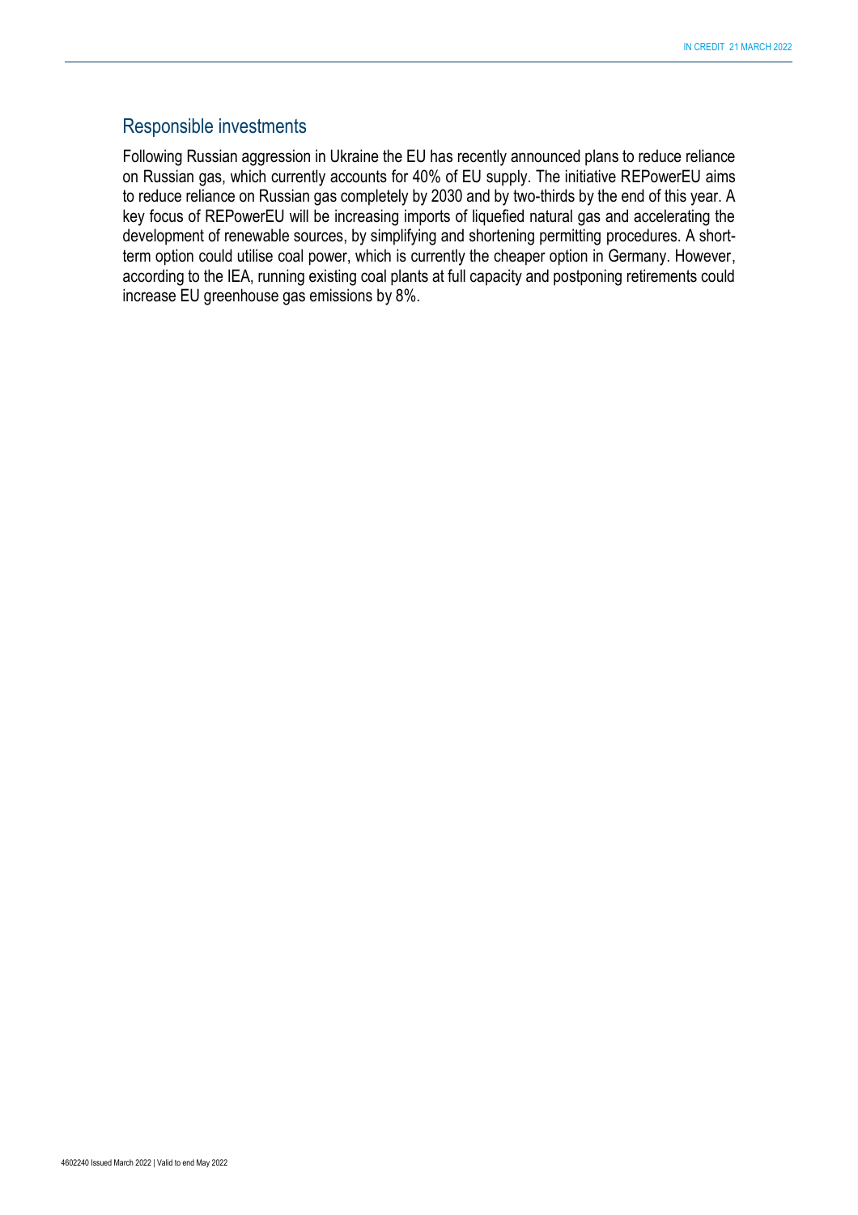## Responsible investments

Following Russian aggression in Ukraine the EU has recently announced plans to reduce reliance on Russian gas, which currently accounts for 40% of EU supply. The initiative REPowerEU aims to reduce reliance on Russian gas completely by 2030 and by two-thirds by the end of this year. A key focus of REPowerEU will be increasing imports of liquefied natural gas and accelerating the development of renewable sources, by simplifying and shortening permitting procedures. A short-term option could utilise coal power, which is currently the cheaper option in Germany. However, according to the IEA, running existing coal plants at full capacity and postponing retirements could increase EU greenhouse gas emissions by 8%.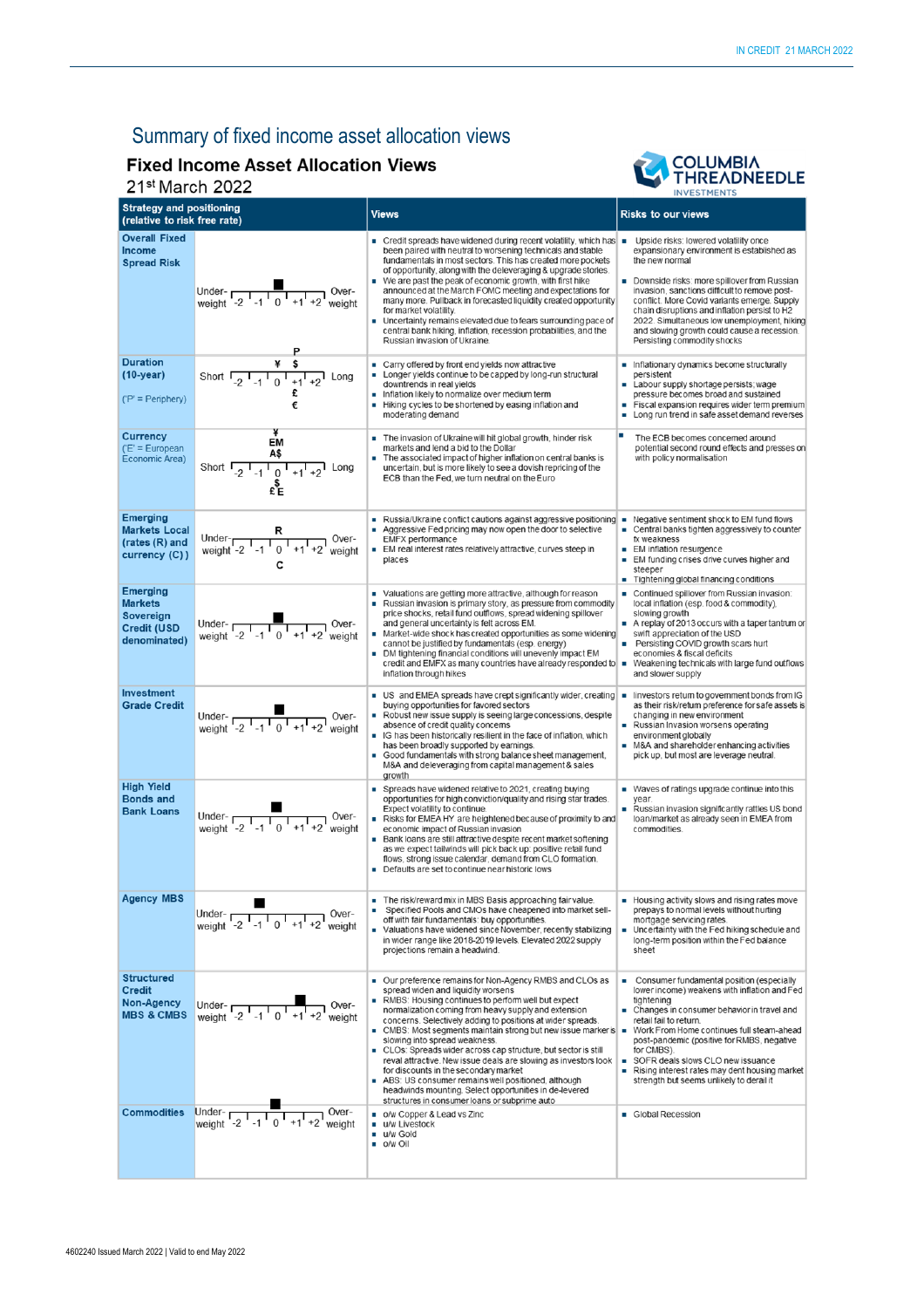# Summary of fixed income asset allocation views

## Fixed Income Asset Allocation Views

21st March 2022

| Strategy and positioning (relative to risk free rate) | Positioning | Views | Risks to our views |
|---|---|---|---|
| **Overall Fixed Income Spread Risk** | Under-weight -2 -1 0 +1 +2 Over-weight (marker at +0/+1) | ▪ Credit spreads have widened during recent volatility, which has been paired with neutral to worsening technicals and stable fundamentals in most sectors. This has created more pockets of opportunity, along with the deleveraging & upgrade stories.<br>▪ We are past the peak of economic growth, with first hike announced at the March FOMC meeting and expectations for many more. Pullback in forecasted liquidity created opportunity for market volatility.<br>▪ Uncertainty remains elevated due to fears surrounding pace of central bank hiking, inflation, recession probabilities, and the Russian invasion of Ukraine. | ▪ Upside risks: lowered volatility once expansionary environment is established as the new normal<br>▪ Downside risks: more spillover from Russian invasion, sanctions difficult to remove post-conflict. More Covid variants emerge. Supply chain disruptions and inflation persist to H2 2022. Simultaneous low unemployment, hiking and slowing growth could cause a recession. Persisting commodity shocks |
| **Duration (10-year)** ('P' = Periphery) | Short -2 -1 0 +1 +2 Long; P, ¥, $ (+1); £, € (0) | ▪ Carry offered by front end yields now attractive<br>▪ Longer yields continue to be capped by long-run structural downtrends in real yields<br>▪ Inflation likely to normalize over medium term<br>▪ Hiking cycles to be shortened by easing inflation and moderating demand | ▪ Inflationary dynamics become structurally persistent<br>▪ Labour supply shortage persists; wage pressure becomes broad and sustained<br>▪ Fiscal expansion requires wider term premium<br>▪ Long run trend in safe asset demand reverses |
| **Currency** ('E' = European Economic Area) | Short -2 -1 0 +1 +2 Long; ¥, EM, A$ (above 0); $, £, E (below 0) | ▪ The invasion of Ukraine will hit global growth, hinder risk markets and lend a bid to the Dollar<br>▪ The associated impact of higher inflation on central banks is uncertain, but is more likely to see a dovish repricing of the ECB than the Fed, we turn neutral on the Euro | ▪ The ECB becomes concerned around potential second round effects and presses on with policy normalisation |
| **Emerging Markets Local (rates (R) and currency (C))** | Under-weight -2 -1 0 +1 +2 Over-weight; R, C (0) | ▪ Russia/Ukraine conflict cautions against aggressive positioning<br>▪ Aggressive Fed pricing may now open the door to selective EMFX performance<br>▪ EM real interest rates relatively attractive, curves steep in places | ▪ Negative sentiment shock to EM fund flows<br>▪ Central banks tighten aggressively to counter fx weakness<br>▪ EM inflation resurgence<br>▪ EM funding crises drive curves higher and steeper<br>▪ Tightening global financing conditions |
| **Emerging Markets Sovereign Credit (USD denominated)** | Under-weight -2 -1 0 +1 +2 Over-weight (marker at 0) | ▪ Valuations are getting more attractive, although for reason<br>▪ Russian invasion is primary story, as pressure from commodity price shocks, retail fund outflows, spread widening spillover and general uncertainty is felt across EM.<br>▪ Market-wide shock has created opportunities as some widening cannot be justified by fundamentals (esp. energy)<br>▪ DM tightening financial conditions will unevenly impact EM credit and EMFX as many countries have already responded to inflation through hikes | ▪ Continued spillover from Russian invasion: local inflation (esp. food & commodity), slowing growth<br>▪ A replay of 2013 occurs with a taper tantrum or swift appreciation of the USD<br>▪ Persisting COVID growth scars hurt economies & fiscal deficits<br>▪ Weakening technicals with large fund outflows and slower supply |
| **Investment Grade Credit** | Under-weight -2 -1 0 +1 +2 Over-weight (marker at 0) | ▪ US and EMEA spreads have crept significantly wider, creating buying opportunities for favored sectors<br>▪ Robust new issue supply is seeing large concessions, despite absence of credit quality concerns<br>▪ IG has been historically resilient in the face of inflation, which has been broadly supported by earnings.<br>▪ Good fundamentals with strong balance sheet management, M&A and deleveraging from capital management & sales growth | ▪ Investors return to government bonds from IG as their risk/return preference for safe assets is changing in new environment<br>▪ Russian Invasion worsens operating environment globally<br>▪ M&A and shareholder enhancing activities pick up, but most are leverage neutral. |
| **High Yield Bonds and Bank Loans** | Under-weight -2 -1 0 +1 +2 Over-weight (marker at 0) | ▪ Spreads have widened relative to 2021, creating buying opportunities for high conviction/quality and rising star trades. Expect volatility to continue.<br>▪ Risks for EMEA HY are heightened because of proximity to and economic impact of Russian invasion<br>▪ Bank loans are still attractive despite recent market softening as we expect tailwinds will pick back up: positive retail fund flows, strong issue calendar, demand from CLO formation.<br>▪ Defaults are set to continue near historic lows | ▪ Waves of ratings upgrade continue into this year.<br>▪ Russian invasion significantly rattles US bond loan/market as already seen in EMEA from commodities. |
| **Agency MBS** | Under-weight -2 -1 0 +1 +2 Over-weight (marker at -1) | ▪ The risk/reward mix in MBS Basis approaching fair value.<br>▪ Specified Pools and CMOs have cheapened into market sell-off with fair fundamentals: buy opportunities.<br>▪ Valuations have widened since November, recently stabilizing in wider range like 2018-2019 levels. Elevated 2022 supply projections remain a headwind. | ▪ Housing activity slows and rising rates move prepays to normal levels without hurting mortgage servicing rates.<br>▪ Uncertainty with the Fed hiking schedule and long-term position within the Fed balance sheet |
| **Structured Credit Non-Agency MBS & CMBS** | Under-weight -2 -1 0 +1 +2 Over-weight (marker at +1) | ▪ Our preference remains for Non-Agency RMBS and CLOs as spread widen and liquidity worsens<br>▪ RMBS: Housing continues to perform well but expect normalization coming from heavy supply and extension concerns. Selectively adding to positions at wider spreads.<br>▪ CMBS: Most segments maintain strong but new issue market is slowing into spread weakness.<br>▪ CLOs: Spreads wider across cap structure, but sector is still reval attractive. New issue deals are slowing as investors look for discounts in the secondary market<br>▪ ABS: US consumer remains well positioned, although headwinds mounting. Select opportunities in de-levered structures in consumer loans or subprime auto | ▪ Consumer fundamental position (especially lower income) weakens with inflation and Fed tightening<br>▪ Changes in consumer behavior in travel and retail fail to return.<br>▪ Work From Home continues full steam-ahead post-pandemic (positive for RMBS, negative for CMBS)<br>▪ SOFR deals slows CLO new issuance<br>▪ Rising interest rates may dent housing market strength but seems unlikely to derail it |
| **Commodities** | Under-weight -2 -1 0 +1 +2 Over-weight (marker at 0) | ▪ o/w Copper & Lead vs Zinc<br>▪ u/w Livestock<br>▪ u/w Gold<br>▪ o/w Oil | ▪ Global Recession |

4602240 Issued March 2022 | Valid to end May 2022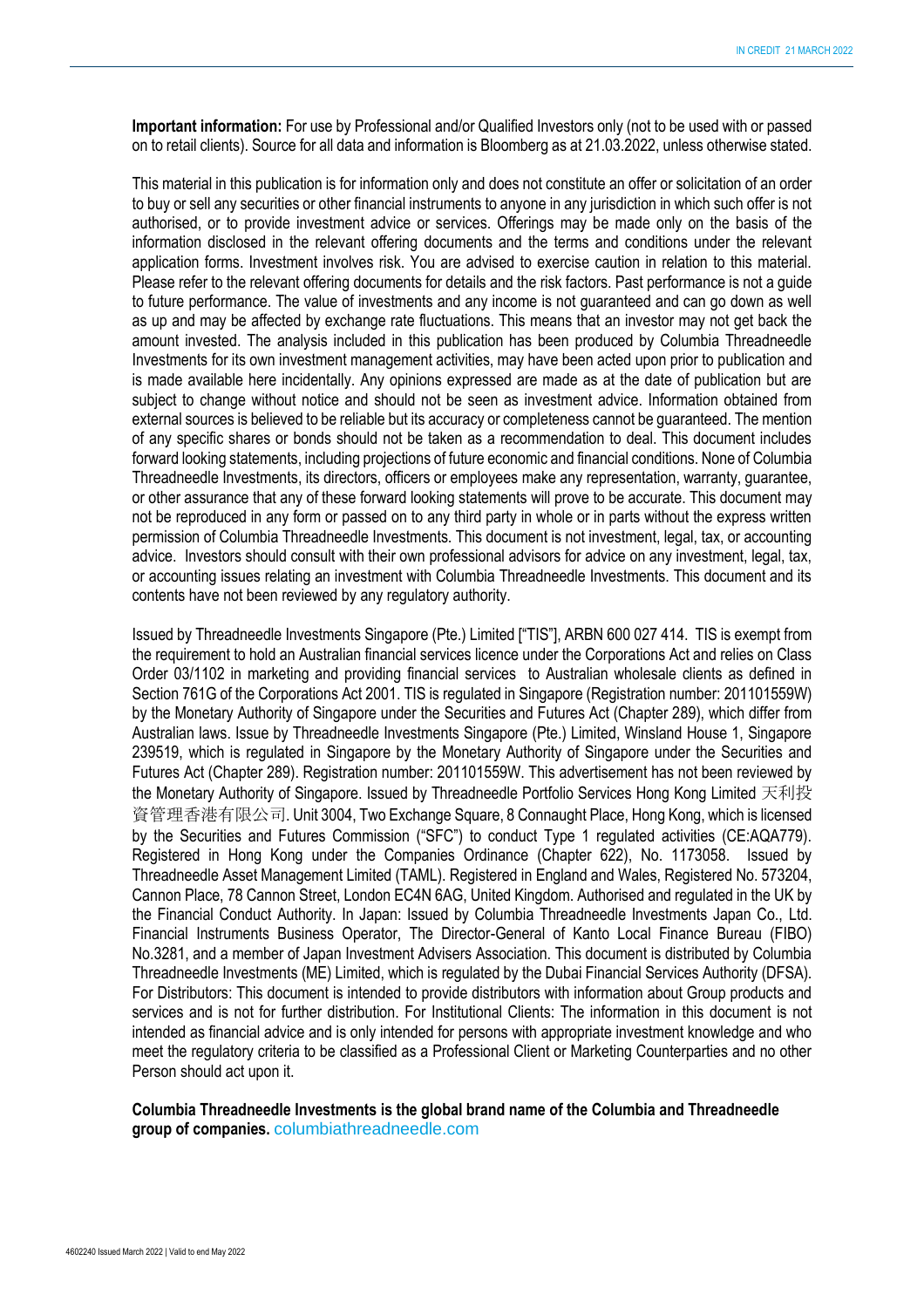**Important information:** For use by Professional and/or Qualified Investors only (not to be used with or passed on to retail clients). Source for all data and information is Bloomberg as at 21.03.2022, unless otherwise stated.

This material in this publication is for information only and does not constitute an offer or solicitation of an order to buy or sell any securities or other financial instruments to anyone in any jurisdiction in which such offer is not authorised, or to provide investment advice or services. Offerings may be made only on the basis of the information disclosed in the relevant offering documents and the terms and conditions under the relevant application forms. Investment involves risk. You are advised to exercise caution in relation to this material. Please refer to the relevant offering documents for details and the risk factors. Past performance is not a guide to future performance. The value of investments and any income is not guaranteed and can go down as well as up and may be affected by exchange rate fluctuations. This means that an investor may not get back the amount invested. The analysis included in this publication has been produced by Columbia Threadneedle Investments for its own investment management activities, may have been acted upon prior to publication and is made available here incidentally. Any opinions expressed are made as at the date of publication but are subject to change without notice and should not be seen as investment advice. Information obtained from external sources is believed to be reliable but its accuracy or completeness cannot be guaranteed. The mention of any specific shares or bonds should not be taken as a recommendation to deal. This document includes forward looking statements, including projections of future economic and financial conditions. None of Columbia Threadneedle Investments, its directors, officers or employees make any representation, warranty, guarantee, or other assurance that any of these forward looking statements will prove to be accurate. This document may not be reproduced in any form or passed on to any third party in whole or in parts without the express written permission of Columbia Threadneedle Investments. This document is not investment, legal, tax, or accounting advice. Investors should consult with their own professional advisors for advice on any investment, legal, tax, or accounting issues relating an investment with Columbia Threadneedle Investments. This document and its contents have not been reviewed by any regulatory authority.

Issued by Threadneedle Investments Singapore (Pte.) Limited ["TIS"], ARBN 600 027 414. TIS is exempt from the requirement to hold an Australian financial services licence under the Corporations Act and relies on Class Order 03/1102 in marketing and providing financial services to Australian wholesale clients as defined in Section 761G of the Corporations Act 2001. TIS is regulated in Singapore (Registration number: 201101559W) by the Monetary Authority of Singapore under the Securities and Futures Act (Chapter 289), which differ from Australian laws. Issue by Threadneedle Investments Singapore (Pte.) Limited, Winsland House 1, Singapore 239519, which is regulated in Singapore by the Monetary Authority of Singapore under the Securities and Futures Act (Chapter 289). Registration number: 201101559W. This advertisement has not been reviewed by the Monetary Authority of Singapore. Issued by Threadneedle Portfolio Services Hong Kong Limited 天利投資管理香港有限公司. Unit 3004, Two Exchange Square, 8 Connaught Place, Hong Kong, which is licensed by the Securities and Futures Commission ("SFC") to conduct Type 1 regulated activities (CE:AQA779). Registered in Hong Kong under the Companies Ordinance (Chapter 622), No. 1173058. Issued by Threadneedle Asset Management Limited (TAML). Registered in England and Wales, Registered No. 573204, Cannon Place, 78 Cannon Street, London EC4N 6AG, United Kingdom. Authorised and regulated in the UK by the Financial Conduct Authority. In Japan: Issued by Columbia Threadneedle Investments Japan Co., Ltd. Financial Instruments Business Operator, The Director-General of Kanto Local Finance Bureau (FIBO) No.3281, and a member of Japan Investment Advisers Association. This document is distributed by Columbia Threadneedle Investments (ME) Limited, which is regulated by the Dubai Financial Services Authority (DFSA). For Distributors: This document is intended to provide distributors with information about Group products and services and is not for further distribution. For Institutional Clients: The information in this document is not intended as financial advice and is only intended for persons with appropriate investment knowledge and who meet the regulatory criteria to be classified as a Professional Client or Marketing Counterparties and no other Person should act upon it.

**Columbia Threadneedle Investments is the global brand name of the Columbia and Threadneedle group of companies.** columbiathreadneedle.com

4602240 Issued March 2022 | Valid to end May 2022